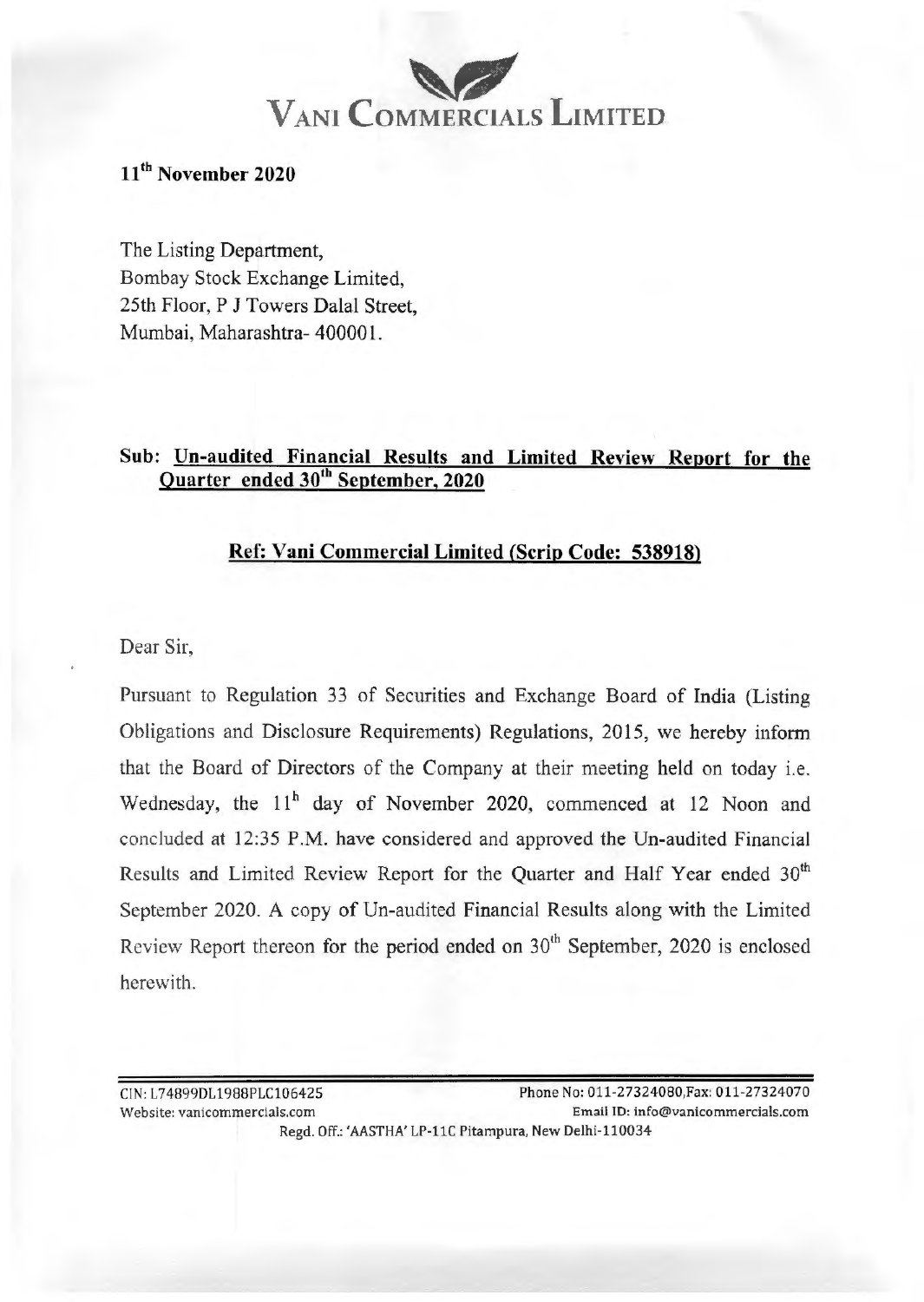# VANI COMMERCIALS LIMITED

**11th November 2020**

The Listing Department,
Bombay Stock Exchange Limited,
25th Floor, P J Towers Dalal Street,
Mumbai, Maharashtra- 400001.

**Sub: Un-audited Financial Results and Limited Review Report for the Quarter ended 30th September, 2020**

**Ref: Vani Commercial Limited (Scrip Code: 538918)**

Dear Sir,

Pursuant to Regulation 33 of Securities and Exchange Board of India (Listing Obligations and Disclosure Requirements) Regulations, 2015, we hereby inform that the Board of Directors of the Company at their meeting held on today i.e. Wednesday, the 11h day of November 2020, commenced at 12 Noon and concluded at 12:35 P.M. have considered and approved the Un-audited Financial Results and Limited Review Report for the Quarter and Half Year ended 30th September 2020. A copy of Un-audited Financial Results along with the Limited Review Report thereon for the period ended on 30th September, 2020 is enclosed herewith.

CIN: L74899DL1988PLC106425 Phone No: 011-27324080, Fax: 011-27324070
Website: vanicommercials.com Email ID: info@vanicommercials.com
Regd. Off.: 'AASTHA' LP-11C Pitampura, New Delhi-110034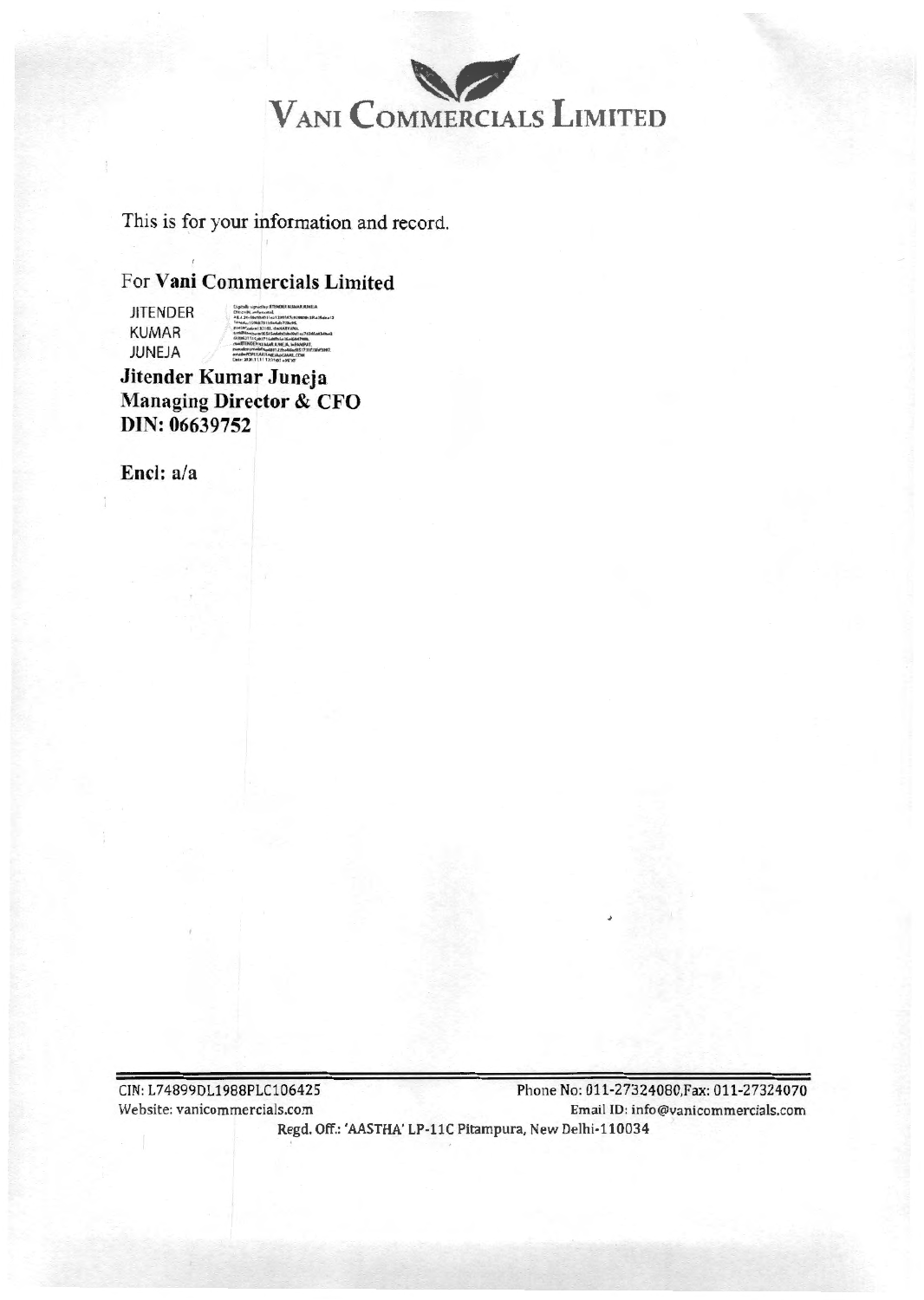# Vani Commercials Limited

This is for your information and record.

For **Vani Commercials Limited**

JITENDER KUMAR JUNEJA

**Jitender Kumar Juneja**
**Managing Director & CFO**
**DIN: 06639752**

**Encl: a/a**

CIN: L74899DL1988PLC106425
Phone No: 011-27324080, Fax: 011-27324070
Website: vanicommercials.com
Email ID: info@vanicommercials.com
Regd. Off.: 'AASTHA' LP-11C Pitampura, New Delhi-110034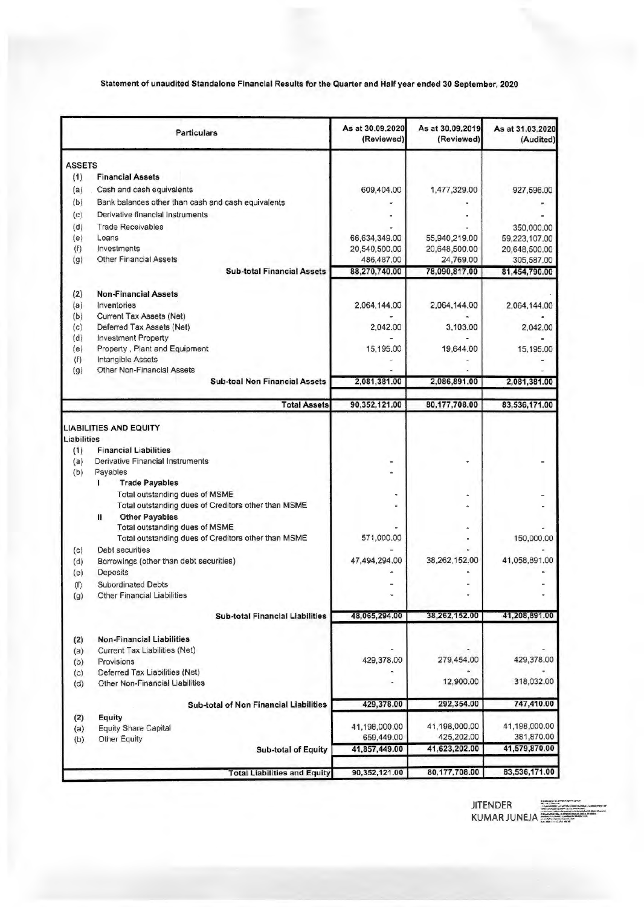**Statement of unaudited Standalone Financial Results for the Quarter and Half year ended 30 September, 2020**

| Particulars | | As at 30.09.2020 (Reviewed) | As at 30.09.2019 (Reviewed) | As at 31.03.2020 (Audited) |
|---|---|---|---|---|
| **ASSETS** | | | | |
| (1) | **Financial Assets** | | | |
| (a) | Cash and cash equivalents | 609,404.00 | 1,477,329.00 | 927,596.00 |
| (b) | Bank balances other than cash and cash equivalents | - | - | - |
| (c) | Derivative financial instruments | - | - | - |
| (d) | Trade Receivables | - | - | 350,000.00 |
| (e) | Loans | 66,634,349.00 | 55,940,219.00 | 59,223,107.00 |
| (f) | Investments | 20,640,500.00 | 20,648,500.00 | 20,648,500.00 |
| (g) | Other Financial Assets | 486,487.00 | 24,769.00 | 305,587.00 |
| | **Sub-total Financial Assets** | **88,270,740.00** | **78,090,817.00** | **81,454,790.00** |
| (2) | **Non-Financial Assets** | | | |
| (a) | Inventories | 2,064,144.00 | 2,064,144.00 | 2,064,144.00 |
| (b) | Current Tax Assets (Net) | - | - | - |
| (c) | Deferred Tax Assets (Net) | 2,042.00 | 3,103.00 | 2,042.00 |
| (d) | Investment Property | - | - | - |
| (e) | Property , Plant and Equipment | 15,195.00 | 19,644.00 | 15,195.00 |
| (f) | Intangible Assets | - | - | - |
| (g) | Other Non-Financial Assets | - | - | - |
| | **Sub-toal Non Financial Assets** | **2,081,381.00** | **2,086,891.00** | **2,081,381.00** |
| | **Total Assets** | **90,352,121.00** | **80,177,708.00** | **83,536,171.00** |
| **LIABILITIES AND EQUITY** | | | | |
| **Liabilities** | | | | |
| (1) | **Financial Liabilities** | | | |
| (a) | Derivative Financial Instruments | - | - | - |
| (b) | Payables | - | | |
| | **I Trade Payables** | | | |
| | Total outstanding dues of MSME | - | - | - |
| | Total outstanding dues of Creditors other than MSME | - | - | - |
| | **II Other Payables** | | | |
| | Total outstanding dues of MSME | - | - | - |
| | Total outstanding dues of Creditors other than MSME | 571,000.00 | - | 150,000.00 |
| (c) | Debt securities | - | - | - |
| (d) | Borrowings (other than debt securities) | 47,494,294.00 | 38,262,152.00 | 41,058,891.00 |
| (e) | Deposits | - | - | - |
| (f) | Subordinated Debts | - | - | - |
| (g) | Other Financial Liabilities | - | - | - |
| | **Sub-total Financial Liabilities** | **48,065,294.00** | **38,262,152.00** | **41,208,891.00** |
| (2) | **Non-Financial Liabilities** | | | |
| (a) | Current Tax Liabilities (Net) | - | - | - |
| (b) | Provisions | 429,378.00 | 279,454.00 | 429,378.00 |
| (c) | Deferred Tax Liabilities (Net) | - | - | - |
| (d) | Other Non-Financial Liabilities | - | 12,900.00 | 318,032.00 |
| | **Sub-total of Non Financial Liabilities** | **429,378.00** | **292,354.00** | **747,410.00** |
| (2) | **Equity** | | | |
| (a) | Equity Share Capital | 41,198,000.00 | 41,198,000.00 | 41,198,000.00 |
| (b) | Other Equity | 659,449.00 | 425,202.00 | 381,870.00 |
| | **Sub-total of Equity** | **41,857,449.00** | **41,623,202.00** | **41,579,870.00** |
| | **Total Liabilities and Equity** | **90,352,121.00** | **80,177,708.00** | **83,536,171.00** |

JITENDER KUMAR JUNEJA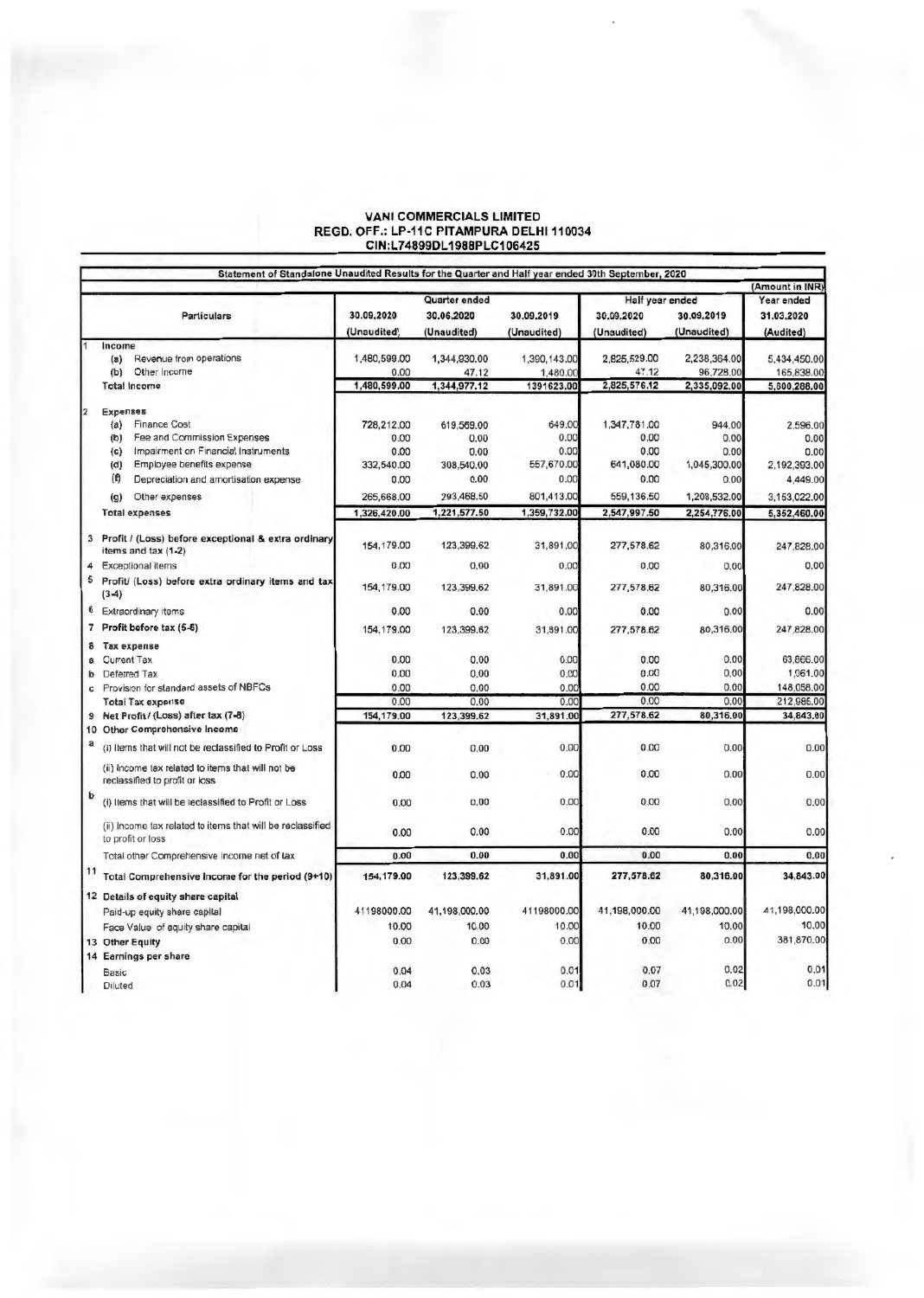# VANI COMMERCIALS LIMITED
## REGD. OFF.: LP-11C PITAMPURA DELHI 110034
## CIN:L74899DL1988PLC106425

**Statement of Standalone Unaudited Results for the Quarter and Half year ended 30th September, 2020**

(Amount in INR)

| | Particulars | Quarter ended | | | Half year ended | | Year ended |
|---|---|---|---|---|---|---|---|
| | | 30.09.2020 | 30.06.2020 | 30.09.2019 | 30.09.2020 | 30.09.2019 | 31.03.2020 |
| | | (Unaudited) | (Unaudited) | (Unaudited) | (Unaudited) | (Unaudited) | (Audited) |
| 1 | **Income** | | | | | | |
| | (a) Revenue from operations | 1,480,599.00 | 1,344,930.00 | 1,390,143.00 | 2,825,529.00 | 2,238,364.00 | 5,434,450.00 |
| | (b) Other Income | 0.00 | 47.12 | 1,480.00 | 47.12 | 96,728.00 | 165,838.00 |
| | **Total Income** | 1,480,599.00 | 1,344,977.12 | 1391623.00 | 2,825,576.12 | 2,335,092.00 | 5,600,288.00 |
| 2 | **Expenses** | | | | | | |
| | (a) Finance Cost | 728,212.00 | 619,569.00 | 649.00 | 1,347,781.00 | 944.00 | 2,596.00 |
| | (b) Fee and Commission Expenses | 0.00 | 0.00 | 0.00 | 0.00 | 0.00 | 0.00 |
| | (c) Impairment on Financial Instruments | 0.00 | 0.00 | 0.00 | 0.00 | 0.00 | 0.00 |
| | (d) Employee benefits expense | 332,540.00 | 308,540.00 | 557,670.00 | 641,080.00 | 1,045,300.00 | 2,192,393.00 |
| | (f) Depreciation and amortisation expense | 0.00 | 0.00 | 0.00 | 0.00 | 0.00 | 4,449.00 |
| | (g) Other expenses | 265,668.00 | 293,468.50 | 801,413.00 | 559,136.50 | 1,208,532.00 | 3,153,022.00 |
| | **Total expenses** | 1,326,420.00 | 1,221,577.50 | 1,359,732.00 | 2,547,997.50 | 2,254,776.00 | 5,352,460.00 |
| 3 | **Profit / (Loss) before exceptional & extra ordinary items and tax (1-2)** | 154,179.00 | 123,399.62 | 31,891.00 | 277,578.62 | 80,316.00 | 247,828.00 |
| 4 | Exceptional items | 0.00 | 0.00 | 0.00 | 0.00 | 0.00 | 0.00 |
| 5 | **Profit/ (Loss) before extra ordinary items and tax (3-4)** | 154,179.00 | 123,399.62 | 31,891.00 | 277,578.62 | 80,316.00 | 247,828.00 |
| 6 | Extraordinary items | 0.00 | 0.00 | 0.00 | 0.00 | 0.00 | 0.00 |
| 7 | **Profit before tax (5-6)** | 154,179.00 | 123,399.62 | 31,891.00 | 277,578.62 | 80,316.00 | 247,828.00 |
| 8 | **Tax expense** | | | | | | |
| a | Current Tax | 0.00 | 0.00 | 0.00 | 0.00 | 0.00 | 63,866.00 |
| b | Deferred Tax | 0.00 | 0.00 | 0.00 | 0.00 | 0.00 | 1,061.00 |
| c | Provision for standard assets of NBFCs | 0.00 | 0.00 | 0.00 | 0.00 | 0.00 | 148,058.00 |
| | **Total Tax expense** | 0.00 | 0.00 | 0.00 | 0.00 | 0.00 | 212,985.00 |
| 9 | **Net Profit / (Loss) after tax (7-8)** | 154,179.00 | 123,399.62 | 31,891.00 | 277,578.62 | 80,316.00 | 34,843.00 |
| 10 | **Other Comprehensive Income** | | | | | | |
| a | (i) Items that will not be reclassified to Profit or Loss | 0.00 | 0.00 | 0.00 | 0.00 | 0.00 | 0.00 |
| | (ii) Income tax related to items that will not be reclassified to profit or loss | 0.00 | 0.00 | 0.00 | 0.00 | 0.00 | 0.00 |
| b | (i) Items that will be reclassified to Profit or Loss | 0.00 | 0.00 | 0.00 | 0.00 | 0.00 | 0.00 |
| | (ii) Income tax related to items that will be reclassified to profit or loss | 0.00 | 0.00 | 0.00 | 0.00 | 0.00 | 0.00 |
| | Total other Comprehensive Income net of tax | 0.00 | 0.00 | 0.00 | 0.00 | 0.00 | 0.00 |
| 11 | **Total Comprehensive Income for the period (9+10)** | 154,179.00 | 123,399.62 | 31,891.00 | 277,578.62 | 80,316.00 | 34,843.00 |
| 12 | **Details of equity share capital** | | | | | | |
| | Paid-up equity share capital | 41198000.00 | 41,198,000.00 | 41198000.00 | 41,198,000.00 | 41,198,000.00 | 41,198,000.00 |
| | Face Value of equity share capital | 10.00 | 10.00 | 10.00 | 10.00 | 10.00 | 10.00 |
| 13 | **Other Equity** | 0.00 | 0.00 | 0.00 | 0.00 | 0.00 | 381,870.00 |
| 14 | **Earnings per share** | | | | | | |
| | Basic | 0.04 | 0.03 | 0.01 | 0.07 | 0.02 | 0.01 |
| | Diluted | 0.04 | 0.03 | 0.01 | 0.07 | 0.02 | 0.01 |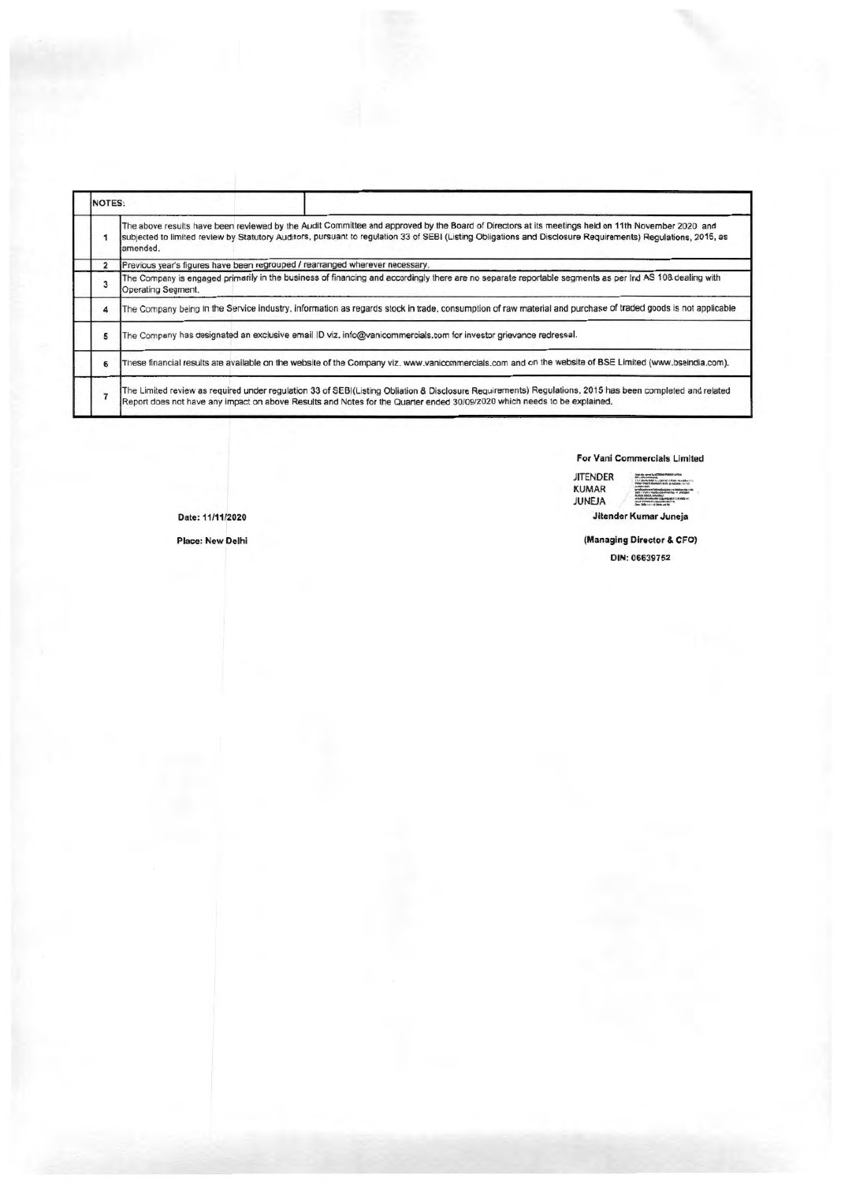| NOTES: | |
|---|---|
| 1 | The above results have been reviewed by the Audit Committee and approved by the Board of Directors at its meetings held on 11th November 2020 and subjected to limited review by Statutory Auditors, pursuant to regulation 33 of SEBI (Listing Obligations and Disclosure Requirements) Regulations, 2015, as amended. |
| 2 | Previous year's figures have been regrouped / rearranged wherever necessary. |
| 3 | The Company is engaged primarily in the business of financing and accordingly there are no separate reportable segments as per Ind AS 108 dealing with Operating Segment. |
| 4 | The Company being in the Service industry, information as regards stock in trade, consumption of raw material and purchase of traded goods is not applicable |
| 5 | The Company has designated an exclusive email ID viz. info@vanicommercials.com for investor grievance redressal. |
| 6 | These financial results are available on the website of the Company viz. www.vanicommercials.com and on the website of BSE Limited (www.bseindia.com). |
| 7 | The Limited review as required under regulation 33 of SEBI(Listing Obliation & Disclosure Requirements) Regulations, 2015 has been completed and related Report does not have any impact on above Results and Notes for the Quarter ended 30/09/2020 which needs to be explained. |

**For Vani Commercials Limited**

JITENDER KUMAR JUNEJA

**Jitender Kumar Juneja**

**(Managing Director & CFO)**

**DIN: 06639752**

**Date: 11/11/2020**

**Place: New Delhi**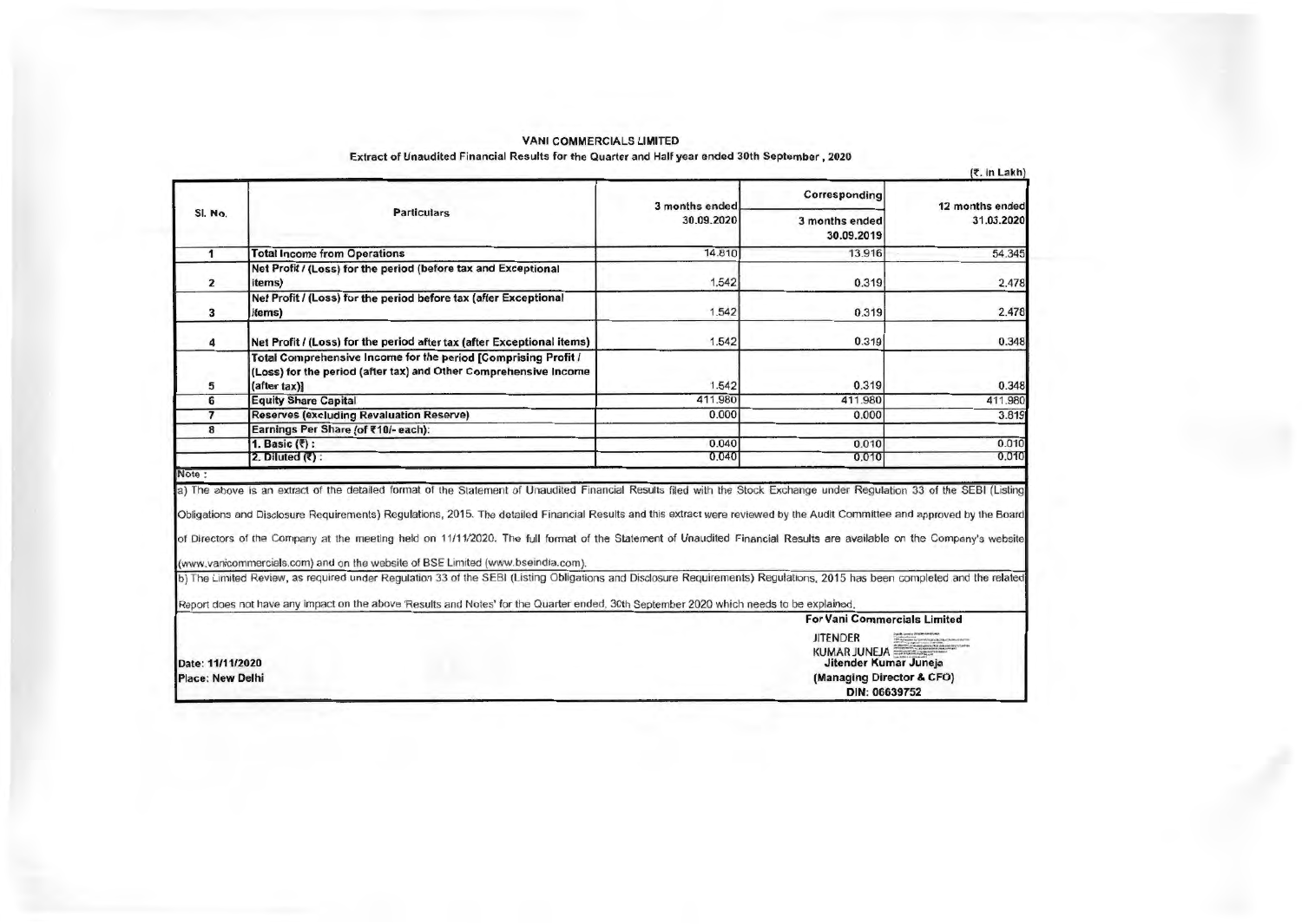# VANI COMMERCIALS LIMITED

**Extract of Unaudited Financial Results for the Quarter and Half year ended 30th September , 2020**

(₹. in Lakh)

| Sl. No. | Particulars | 3 months ended 30.09.2020 | Corresponding 3 months ended 30.09.2019 | 12 months ended 31.03.2020 |
|---|---|---|---|---|
| 1 | **Total Income from Operations** | 14.810 | 13.916 | 54.345 |
| 2 | **Net Profit / (Loss) for the period (before tax and Exceptional items)** | 1.542 | 0.319 | 2.478 |
| 3 | **Net Profit / (Loss) for the period before tax (after Exceptional items)** | 1.542 | 0.319 | 2.478 |
| 4 | **Net Profit / (Loss) for the period after tax (after Exceptional items)** | 1.542 | 0.319 | 0.348 |
| 5 | **Total Comprehensive Income for the period [Comprising Profit / (Loss) for the period (after tax) and Other Comprehensive Income (after tax)]** | 1.542 | 0.319 | 0.348 |
| 6 | **Equity Share Capital** | 411.980 | 411.980 | 411.980 |
| 7 | **Reserves (excluding Revaluation Reserve)** | 0.000 | 0.000 | 3.815 |
| 8 | **Earnings Per Share (of ₹10/- each):** | | | |
| | **1. Basic (₹) :** | 0.040 | 0.010 | 0.010 |
| | **2. Diluted (₹) :** | 0.040 | 0.010 | 0.010 |

Note :

a) The above is an extract of the detailed format of the Statement of Unaudited Financial Results filed with the Stock Exchange under Regulation 33 of the SEBI (Listing Obligations and Disclosure Requirements) Regulations, 2015. The detailed Financial Results and this extract were reviewed by the Audit Committee and approved by the Board of Directors of the Company at the meeting held on 11/11/2020. The full format of the Statement of Unaudited Financial Results are available on the Company's website (www.vanicommercials.com) and on the website of BSE Limited (www.bseindia.com).

b) The Limited Review, as required under Regulation 33 of the SEBI (Listing Obligations and Disclosure Requirements) Regulations, 2015 has been completed and the related Report does not have any impact on the above 'Results and Notes' for the Quarter ended, 30th September 2020 which needs to be explained.

**For Vani Commercials Limited**

JITENDER KUMAR JUNEJA

**Jitender Kumar Juneja**
**(Managing Director & CFO)**
**DIN: 06639752**

**Date: 11/11/2020**
**Place: New Delhi**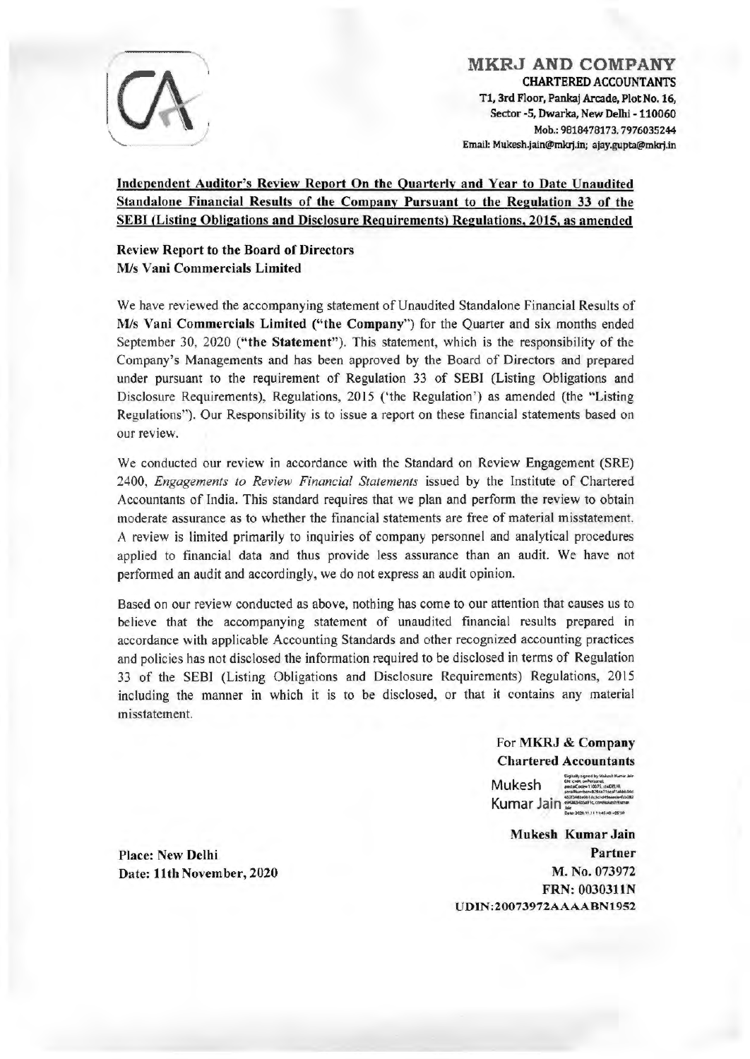**MKRJ AND COMPANY**
**CHARTERED ACCOUNTANTS**
**T1, 3rd Floor, Pankaj Arcade, Plot No. 16,**
**Sector -5, Dwarka, New Delhi - 110060**
**Mob.: 9818478173, 7976035244**
**Email: Mukesh.jain@mkrj.in; ajay.gupta@mkrj.in**

**Independent Auditor's Review Report On the Quarterly and Year to Date Unaudited Standalone Financial Results of the Company Pursuant to the Regulation 33 of the SEBI (Listing Obligations and Disclosure Requirements) Regulations, 2015, as amended**

**Review Report to the Board of Directors**
**M/s Vani Commercials Limited**

We have reviewed the accompanying statement of Unaudited Standalone Financial Results of **M/s Vani Commercials Limited ("the Company")** for the Quarter and six months ended September 30, 2020 (**"the Statement"**). This statement, which is the responsibility of the Company's Managements and has been approved by the Board of Directors and prepared under pursuant to the requirement of Regulation 33 of SEBI (Listing Obligations and Disclosure Requirements), Regulations, 2015 ('the Regulation') as amended (the "Listing Regulations"). Our Responsibility is to issue a report on these financial statements based on our review.

We conducted our review in accordance with the Standard on Review Engagement (SRE) 2400, *Engagements to Review Financial Statements* issued by the Institute of Chartered Accountants of India. This standard requires that we plan and perform the review to obtain moderate assurance as to whether the financial statements are free of material misstatement. A review is limited primarily to inquiries of company personnel and analytical procedures applied to financial data and thus provide less assurance than an audit. We have not performed an audit and accordingly, we do not express an audit opinion.

Based on our review conducted as above, nothing has come to our attention that causes us to believe that the accompanying statement of unaudited financial results prepared in accordance with applicable Accounting Standards and other recognized accounting practices and policies has not disclosed the information required to be disclosed in terms of Regulation 33 of the SEBI (Listing Obligations and Disclosure Requirements) Regulations, 2015 including the manner in which it is to be disclosed, or that it contains any material misstatement.

**For MKRJ & Company**
**Chartered Accountants**

Mukesh Kumar Jain

**Mukesh Kumar Jain**
**Partner**
**M. No. 073972**
**FRN: 0030311N**
**UDIN:20073972AAAABN1952**

**Place: New Delhi**
**Date: 11th November, 2020**